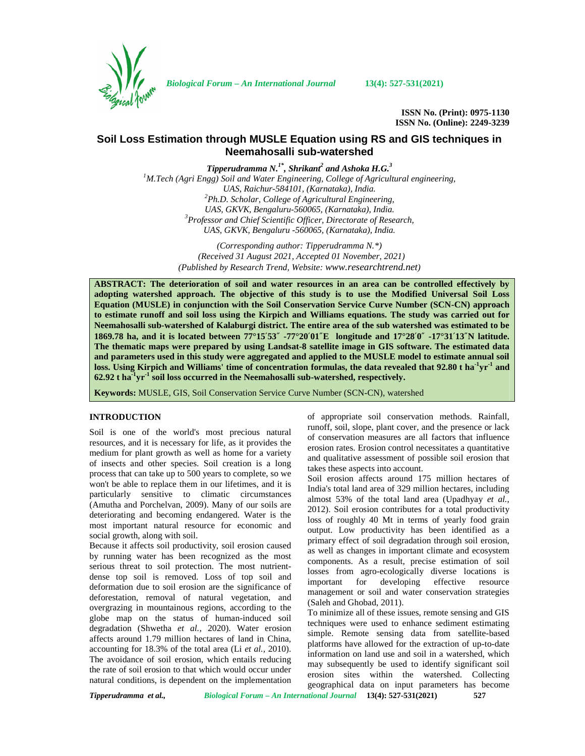**ISSN No. (Print): 0975-1130**
**ISSN No. (Online): 2249-3239**

# Soil Loss Estimation through MUSLE Equation using RS and GIS techniques in Neemahosalli sub-watershed

***Tipperudramma N.[1*], Shrikant[2] and Ashoka H.G.[3]***

[1]*M.Tech (Agri Engg) Soil and Water Engineering, College of Agricultural engineering, UAS, Raichur-584101, (Karnataka), India.*
[2]*Ph.D. Scholar, College of Agricultural Engineering, UAS, GKVK, Bengaluru-560065, (Karnataka), India.*
[3]*Professor and Chief Scientific Officer, Directorate of Research, UAS, GKVK, Bengaluru -560065, (Karnataka), India.*

*(Corresponding author: Tipperudramma N.*)*
*(Received 31 August 2021, Accepted 01 November, 2021)*
*(Published by Research Trend, Website: www.researchtrend.net)*

**ABSTRACT: The deterioration of soil and water resources in an area can be controlled effectively by adopting watershed approach. The objective of this study is to use the Modified Universal Soil Loss Equation (MUSLE) in conjunction with the Soil Conservation Service Curve Number (SCN-CN) approach to estimate runoff and soil loss using the Kirpich and Williams equations. The study was carried out for Neemahosalli sub-watershed of Kalaburgi district. The entire area of the sub watershed was estimated to be 1869.78 ha, and it is located between 77°15′53″ -77°20′01″E longitude and 17°28′0″ -17°31′13″N latitude. The thematic maps were prepared by using Landsat-8 satellite image in GIS software. The estimated data and parameters used in this study were aggregated and applied to the MUSLE model to estimate annual soil loss. Using Kirpich and Williams' time of concentration formulas, the data revealed that 92.80 t ha$^{-1}$yr$^{-1}$ and 62.92 t ha$^{-1}$yr$^{-1}$ soil loss occurred in the Neemahosalli sub-watershed, respectively.**

**Keywords:** MUSLE, GIS, Soil Conservation Service Curve Number (SCN-CN), watershed

## INTRODUCTION

Soil is one of the world's most precious natural resources, and it is necessary for life, as it provides the medium for plant growth as well as home for a variety of insects and other species. Soil creation is a long process that can take up to 500 years to complete, so we won't be able to replace them in our lifetimes, and it is particularly sensitive to climatic circumstances (Amutha and Porchelvan, 2009). Many of our soils are deteriorating and becoming endangered. Water is the most important natural resource for economic and social growth, along with soil.

Because it affects soil productivity, soil erosion caused by running water has been recognized as the most serious threat to soil protection. The most nutrient-dense top soil is removed. Loss of top soil and deformation due to soil erosion are the significance of deforestation, removal of natural vegetation, and overgrazing in mountainous regions, according to the globe map on the status of human-induced soil degradation (Shwetha *et al.,* 2020). Water erosion affects around 1.79 million hectares of land in China, accounting for 18.3% of the total area (Li *et al.,* 2010). The avoidance of soil erosion, which entails reducing the rate of soil erosion to that which would occur under natural conditions, is dependent on the implementation of appropriate soil conservation methods. Rainfall, runoff, soil, slope, plant cover, and the presence or lack of conservation measures are all factors that influence erosion rates. Erosion control necessitates a quantitative and qualitative assessment of possible soil erosion that takes these aspects into account.

Soil erosion affects around 175 million hectares of India's total land area of 329 million hectares, including almost 53% of the total land area (Upadhyay *et al.,* 2012). Soil erosion contributes for a total productivity loss of roughly 40 Mt in terms of yearly food grain output. Low productivity has been identified as a primary effect of soil degradation through soil erosion, as well as changes in important climate and ecosystem components. As a result, precise estimation of soil losses from agro-ecologically diverse locations is important for developing effective resource management or soil and water conservation strategies (Saleh and Ghobad, 2011).

To minimize all of these issues, remote sensing and GIS techniques were used to enhance sediment estimating simple. Remote sensing data from satellite-based platforms have allowed for the extraction of up-to-date information on land use and soil in a watershed, which may subsequently be used to identify significant soil erosion sites within the watershed. Collecting geographical data on input parameters has become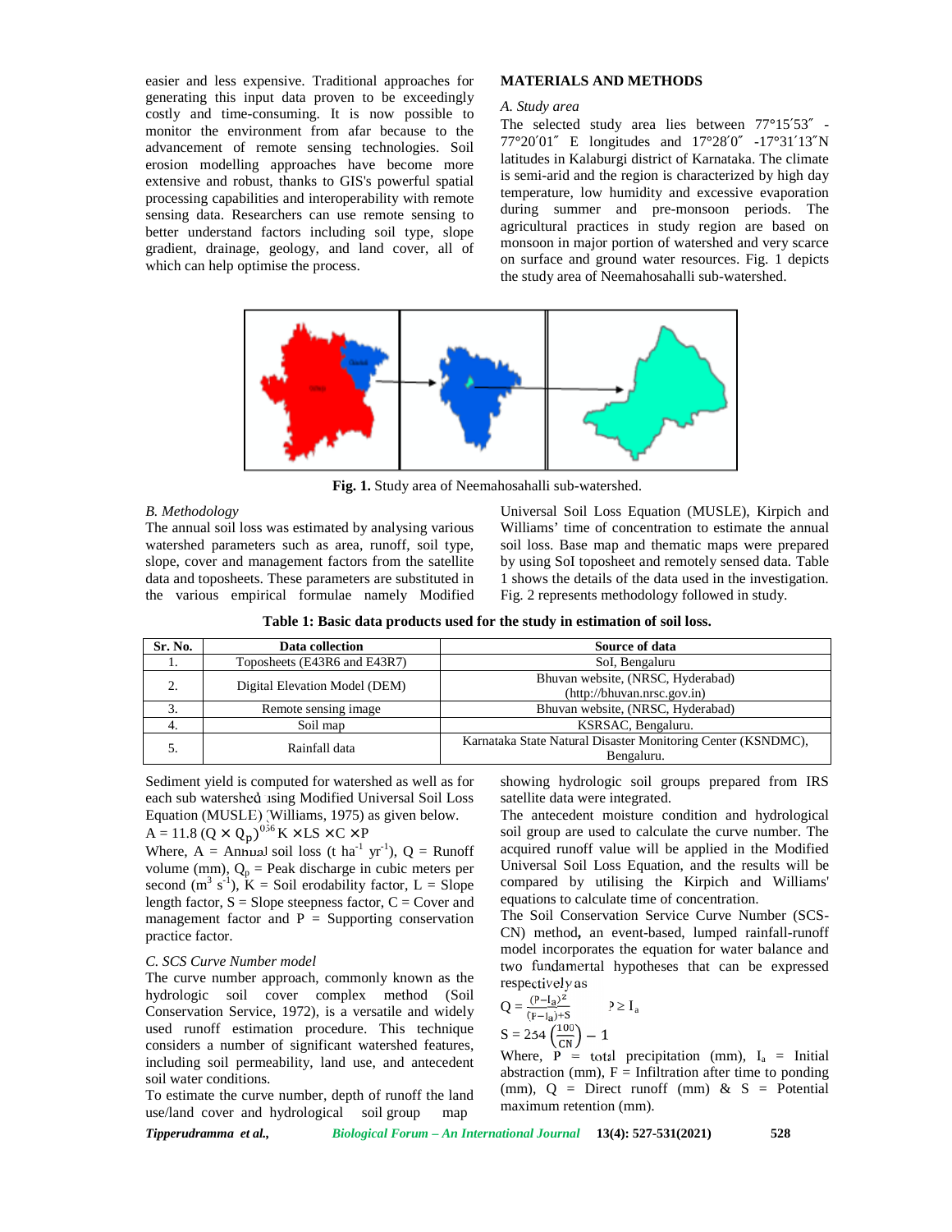easier and less expensive. Traditional approaches for generating this input data proven to be exceedingly costly and time-consuming. It is now possible to monitor the environment from afar because to the advancement of remote sensing technologies. Soil erosion modelling approaches have become more extensive and robust, thanks to GIS's powerful spatial processing capabilities and interoperability with remote sensing data. Researchers can use remote sensing to better understand factors including soil type, slope gradient, drainage, geology, and land cover, all of which can help optimise the process.

## MATERIALS AND METHODS

*A. Study area*

The selected study area lies between 77°15′53″ - 77°20′01″ E longitudes and 17°28′0″ -17°31′13″N latitudes in Kalaburgi district of Karnataka. The climate is semi-arid and the region is characterized by high day temperature, low humidity and excessive evaporation during summer and pre-monsoon periods. The agricultural practices in study region are based on monsoon in major portion of watershed and very scarce on surface and ground water resources. Fig. 1 depicts the study area of Neemahosahalli sub-watershed.

**Fig. 1.** Study area of Neemahosahalli sub-watershed.

*B. Methodology*

The annual soil loss was estimated by analysing various watershed parameters such as area, runoff, soil type, slope, cover and management factors from the satellite data and toposheets. These parameters are substituted in the various empirical formulae namely Modified Universal Soil Loss Equation (MUSLE), Kirpich and Williams' time of concentration to estimate the annual soil loss. Base map and thematic maps were prepared by using SoI toposheet and remotely sensed data. Table 1 shows the details of the data used in the investigation. Fig. 2 represents methodology followed in study.

**Table 1: Basic data products used for the study in estimation of soil loss.**

| Sr. No. | Data collection | Source of data |
|---|---|---|
| 1. | Toposheets (E43R6 and E43R7) | SoI, Bengaluru |
| 2. | Digital Elevation Model (DEM) | Bhuvan website, (NRSC, Hyderabad) (http://bhuvan.nrsc.gov.in) |
| 3. | Remote sensing image | Bhuvan website, (NRSC, Hyderabad) |
| 4. | Soil map | KSRSAC, Bengaluru. |
| 5. | Rainfall data | Karnataka State Natural Disaster Monitoring Center (KSNDMC), Bengaluru. |

Sediment yield is computed for watershed as well as for each sub watershed using Modified Universal Soil Loss Equation (MUSLE) (Williams, 1975) as given below.

$$A = 11.8\,(Q \times Q_p)^{0.56}\, K \times LS \times C \times P$$

Where, A = Annual soil loss (t ha$^{-1}$ yr$^{-1}$), Q = Runoff volume (mm), $Q_p$ = Peak discharge in cubic meters per second (m$^3$ s$^{-1}$), K = Soil erodability factor, L = Slope length factor, S = Slope steepness factor, C = Cover and management factor and P = Supporting conservation practice factor.

*C. SCS Curve Number model*

The curve number approach, commonly known as the hydrologic soil cover complex method (Soil Conservation Service, 1972), is a versatile and widely used runoff estimation procedure. This technique considers a number of significant watershed features, including soil permeability, land use, and antecedent soil water conditions.

To estimate the curve number, depth of runoff the land use/land cover and hydrological soil group map showing hydrologic soil groups prepared from IRS satellite data were integrated.

The antecedent moisture condition and hydrological soil group are used to calculate the curve number. The acquired runoff value will be applied in the Modified Universal Soil Loss Equation, and the results will be compared by utilising the Kirpich and Williams' equations to calculate time of concentration.

The Soil Conservation Service Curve Number (SCS-CN) method**,** an event-based, lumped rainfall-runoff model incorporates the equation for water balance and two fundamental hypotheses that can be expressed respectively as

$$Q = \frac{(P-I_a)^2}{(P-I_a)+S} \qquad P \geq I_a$$

$$S = 254\left(\frac{100}{CN}\right) - 1$$

Where, P = total precipitation (mm), $I_a$ = Initial abstraction (mm), F = Infiltration after time to ponding (mm), Q = Direct runoff (mm) & S = Potential maximum retention (mm).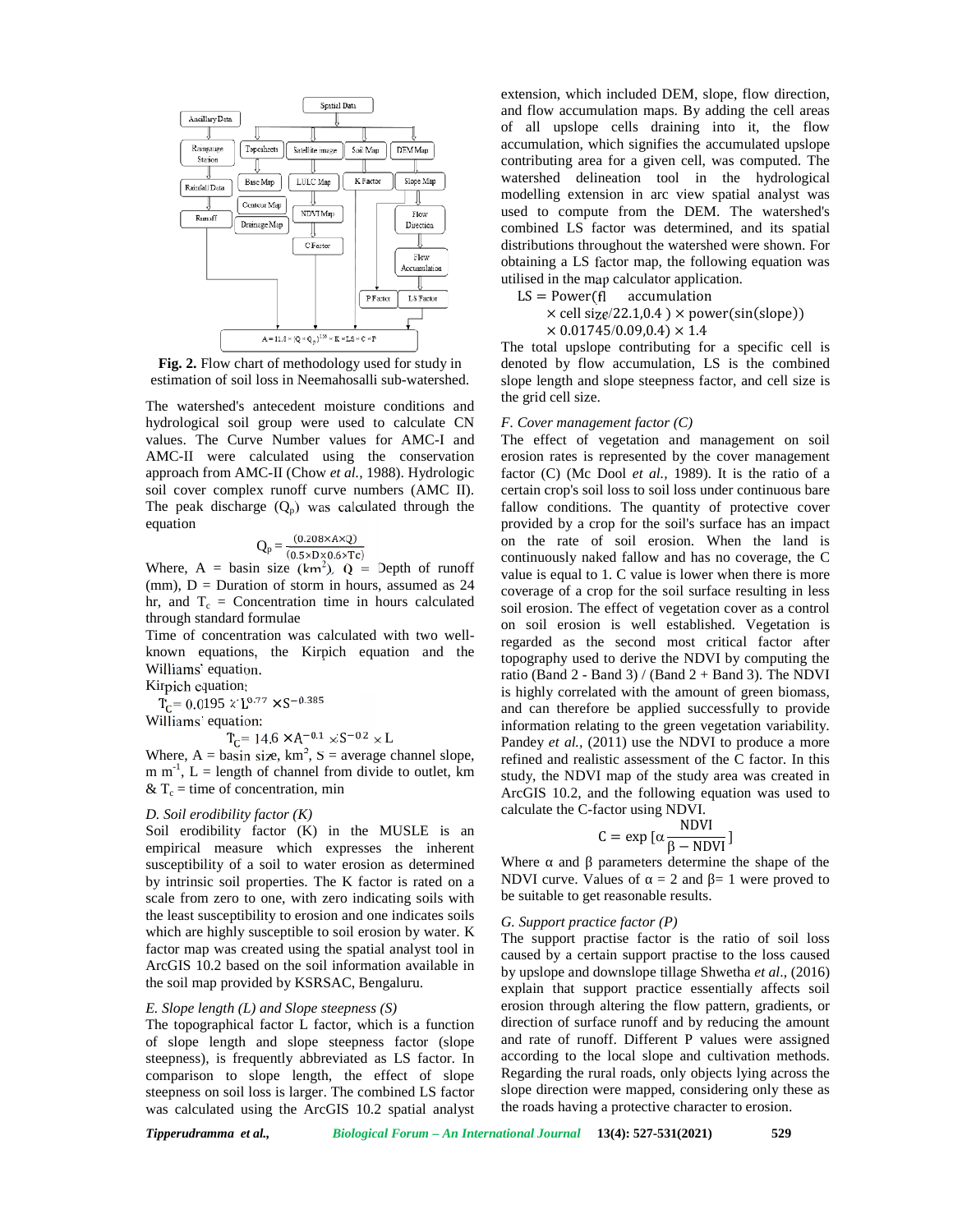**Fig. 2.** Flow chart of methodology used for study in estimation of soil loss in Neemahosalli sub-watershed.

The watershed's antecedent moisture conditions and hydrological soil group were used to calculate CN values. The Curve Number values for AMC-I and AMC-II were calculated using the conservation approach from AMC-II (Chow *et al.,* 1988). Hydrologic soil cover complex runoff curve numbers (AMC II). The peak discharge ($Q_p$) was calculated through the equation

$$Q_p = \frac{(0.208 \times A \times Q)}{(0.5 \times D \times 0.6 \times Tc)}$$

Where, A = basin size ($km^2$), Q = Depth of runoff (mm), D = Duration of storm in hours, assumed as 24 hr, and $T_c$ = Concentration time in hours calculated through standard formulae

Time of concentration was calculated with two well-known equations, the Kirpich equation and the Williams' equation.

Kirpich equation:

$$T_C = 0.0195 \times L^{0.77} \times S^{-0.385}$$

Williams' equation:

$$T_C = 14.6 \times A^{-0.1} \times S^{-0.2} \times L$$

Where, A = basin size, $km^2$, S = average channel slope, m $m^{-1}$, L = length of channel from divide to outlet, km & $T_c$ = time of concentration, min

### D. Soil erodibility factor (K)

Soil erodibility factor (K) in the MUSLE is an empirical measure which expresses the inherent susceptibility of a soil to water erosion as determined by intrinsic soil properties. The K factor is rated on a scale from zero to one, with zero indicating soils with the least susceptibility to erosion and one indicates soils which are highly susceptible to soil erosion by water. K factor map was created using the spatial analyst tool in ArcGIS 10.2 based on the soil information available in the soil map provided by KSRSAC, Bengaluru.

### E. Slope length (L) and Slope steepness (S)

The topographical factor L factor, which is a function of slope length and slope steepness factor (slope steepness), is frequently abbreviated as LS factor. In comparison to slope length, the effect of slope steepness on soil loss is larger. The combined LS factor was calculated using the ArcGIS 10.2 spatial analyst extension, which included DEM, slope, flow direction, and flow accumulation maps. By adding the cell areas of all upslope cells draining into it, the flow accumulation, which signifies the accumulated upslope contributing area for a given cell, was computed. The watershed delineation tool in the hydrological modelling extension in arc view spatial analyst was used to compute from the DEM. The watershed's combined LS factor was determined, and its spatial distributions throughout the watershed were shown. For obtaining a LS factor map, the following equation was utilised in the map calculator application.

$$LS = \text{Power}(\text{fl accumulation} \times \text{cell size}/22.1, 0.4) \times \text{power}(\sin(\text{slope}) \times 0.01745/0.09, 0.4) \times 1.4$$

The total upslope contributing for a specific cell is denoted by flow accumulation, LS is the combined slope length and slope steepness factor, and cell size is the grid cell size.

### F. Cover management factor (C)

The effect of vegetation and management on soil erosion rates is represented by the cover management factor (C) (Mc Dool *et al.,* 1989). It is the ratio of a certain crop's soil loss to soil loss under continuous bare fallow conditions. The quantity of protective cover provided by a crop for the soil's surface has an impact on the rate of soil erosion. When the land is continuously naked fallow and has no coverage, the C value is equal to 1. C value is lower when there is more coverage of a crop for the soil surface resulting in less soil erosion. The effect of vegetation cover as a control on soil erosion is well established. Vegetation is regarded as the second most critical factor after topography used to derive the NDVI by computing the ratio (Band 2 - Band 3) / (Band 2 + Band 3). The NDVI is highly correlated with the amount of green biomass, and can therefore be applied successfully to provide information relating to the green vegetation variability. Pandey *et al.,* (2011) use the NDVI to produce a more refined and realistic assessment of the C factor. In this study, the NDVI map of the study area was created in ArcGIS 10.2, and the following equation was used to calculate the C-factor using NDVI.

$$C = \exp\left[\alpha \frac{NDVI}{\beta - NDVI}\right]$$

Where α and β parameters determine the shape of the NDVI curve. Values of α = 2 and β= 1 were proved to be suitable to get reasonable results.

### G. Support practice factor (P)

The support practise factor is the ratio of soil loss caused by a certain support practise to the loss caused by upslope and downslope tillage Shwetha *et al*., (2016) explain that support practice essentially affects soil erosion through altering the flow pattern, gradients, or direction of surface runoff and by reducing the amount and rate of runoff. Different P values were assigned according to the local slope and cultivation methods. Regarding the rural roads, only objects lying across the slope direction were mapped, considering only these as the roads having a protective character to erosion.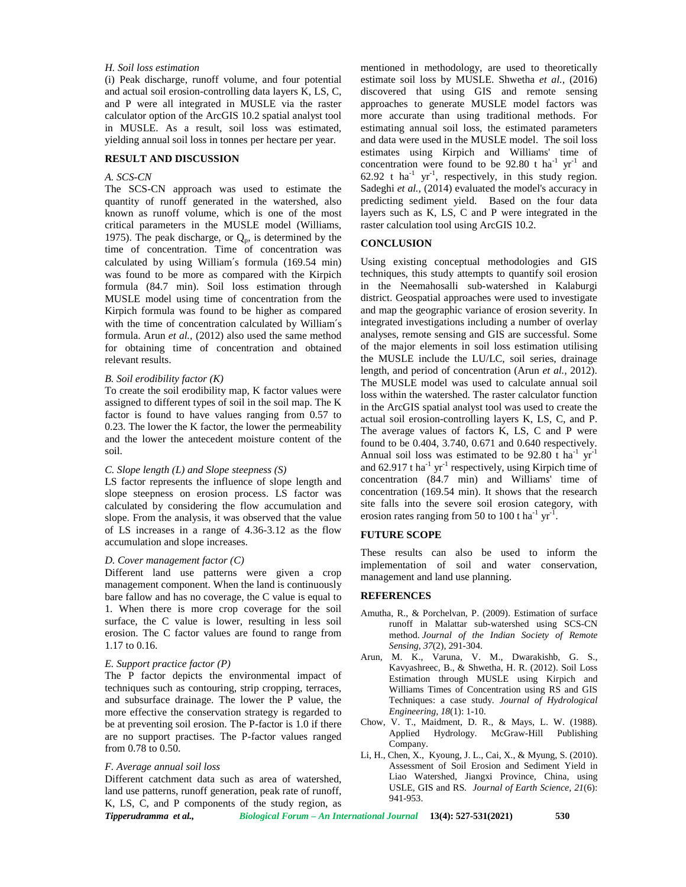### H. Soil loss estimation

(i) Peak discharge, runoff volume, and four potential and actual soil erosion-controlling data layers K, LS, C, and P were all integrated in MUSLE via the raster calculator option of the ArcGIS 10.2 spatial analyst tool in MUSLE. As a result, soil loss was estimated, yielding annual soil loss in tonnes per hectare per year.

## RESULT AND DISCUSSION

### A. SCS-CN

The SCS-CN approach was used to estimate the quantity of runoff generated in the watershed, also known as runoff volume, which is one of the most critical parameters in the MUSLE model (Williams, 1975). The peak discharge, or $Q_p$, is determined by the time of concentration. Time of concentration was calculated by using William´s formula (169.54 min) was found to be more as compared with the Kirpich formula (84.7 min). Soil loss estimation through MUSLE model using time of concentration from the Kirpich formula was found to be higher as compared with the time of concentration calculated by William´s formula. Arun *et al.,* (2012) also used the same method for obtaining time of concentration and obtained relevant results.

### B. Soil erodibility factor (K)

To create the soil erodibility map, K factor values were assigned to different types of soil in the soil map. The K factor is found to have values ranging from 0.57 to 0.23. The lower the K factor, the lower the permeability and the lower the antecedent moisture content of the soil.

### C. Slope length (L) and Slope steepness (S)

LS factor represents the influence of slope length and slope steepness on erosion process. LS factor was calculated by considering the flow accumulation and slope. From the analysis, it was observed that the value of LS increases in a range of 4.36-3.12 as the flow accumulation and slope increases.

### D. Cover management factor (C)

Different land use patterns were given a crop management component. When the land is continuously bare fallow and has no coverage, the C value is equal to 1. When there is more crop coverage for the soil surface, the C value is lower, resulting in less soil erosion. The C factor values are found to range from 1.17 to 0.16.

### E. Support practice factor (P)

The P factor depicts the environmental impact of techniques such as contouring, strip cropping, terraces, and subsurface drainage. The lower the P value, the more effective the conservation strategy is regarded to be at preventing soil erosion. The P-factor is 1.0 if there are no support practises. The P-factor values ranged from 0.78 to 0.50.

### F. Average annual soil loss

Different catchment data such as area of watershed, land use patterns, runoff generation, peak rate of runoff, K, LS, C, and P components of the study region, as mentioned in methodology, are used to theoretically estimate soil loss by MUSLE. Shwetha *et al.,* (2016) discovered that using GIS and remote sensing approaches to generate MUSLE model factors was more accurate than using traditional methods. For estimating annual soil loss, the estimated parameters and data were used in the MUSLE model. The soil loss estimates using Kirpich and Williams' time of concentration were found to be 92.80 t $ha^{-1}$ $yr^{-1}$ and 62.92 t $ha^{-1}$ $yr^{-1}$, respectively, in this study region. Sadeghi *et al.,* (2014) evaluated the model's accuracy in predicting sediment yield. Based on the four data layers such as K, LS, C and P were integrated in the raster calculation tool using ArcGIS 10.2.

## CONCLUSION

Using existing conceptual methodologies and GIS techniques, this study attempts to quantify soil erosion in the Neemahosalli sub-watershed in Kalaburgi district. Geospatial approaches were used to investigate and map the geographic variance of erosion severity. In integrated investigations including a number of overlay analyses, remote sensing and GIS are successful. Some of the major elements in soil loss estimation utilising the MUSLE include the LU/LC, soil series, drainage length, and period of concentration (Arun *et al.,* 2012). The MUSLE model was used to calculate annual soil loss within the watershed. The raster calculator function in the ArcGIS spatial analyst tool was used to create the actual soil erosion-controlling layers K, LS, C, and P. The average values of factors K, LS, C and P were found to be 0.404, 3.740, 0.671 and 0.640 respectively. Annual soil loss was estimated to be 92.80 t $ha^{-1}$ $yr^{-1}$ and 62.917 t $ha^{-1}$ $yr^{-1}$ respectively, using Kirpich time of concentration (84.7 min) and Williams' time of concentration (169.54 min). It shows that the research site falls into the severe soil erosion category, with erosion rates ranging from 50 to 100 t $ha^{-1}$ $yr^{-1}$.

## FUTURE SCOPE

These results can also be used to inform the implementation of soil and water conservation, management and land use planning.

## REFERENCES

Amutha, R., & Porchelvan, P. (2009). Estimation of surface runoff in Malattar sub-watershed using SCS-CN method. *Journal of the Indian Society of Remote Sensing, 37*(2), 291-304.

Arun, M. K., Varuna, V. M., Dwarakishb, G. S., Kavyashreec, B., & Shwetha, H. R. (2012). Soil Loss Estimation through MUSLE using Kirpich and Williams Times of Concentration using RS and GIS Techniques: a case study. *Journal of Hydrological Engineering, 18*(1): 1-10.

Chow, V. T., Maidment, D. R., & Mays, L. W. (1988). Applied Hydrology. McGraw-Hill Publishing Company.

Li, H., Chen, X., Kyoung, J. L., Cai, X., & Myung, S. (2010). Assessment of Soil Erosion and Sediment Yield in Liao Watershed, Jiangxi Province, China, using USLE, GIS and RS. *Journal of Earth Science, 21*(6): 941-953.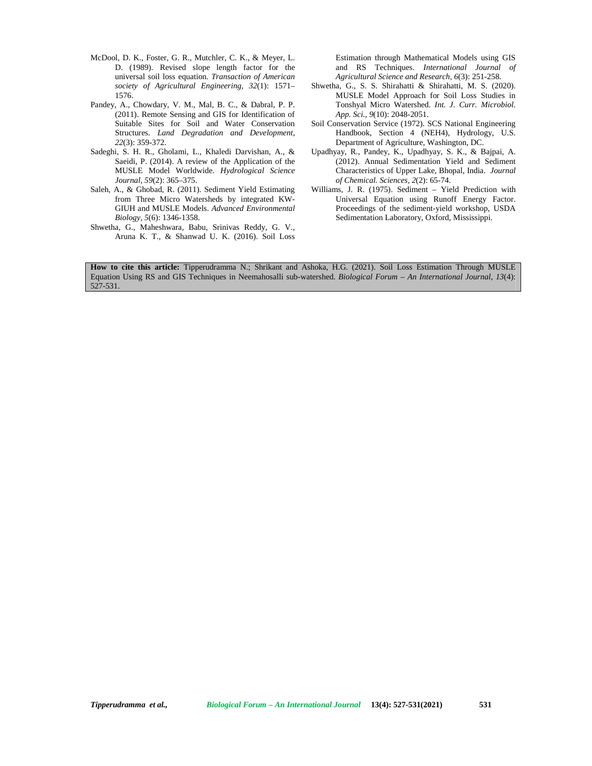McDool, D. K., Foster, G. R., Mutchler, C. K., & Meyer, L. D. (1989). Revised slope length factor for the universal soil loss equation. *Transaction of American society of Agricultural Engineering, 32*(1): 1571–1576.

Pandey, A., Chowdary, V. M., Mal, B. C., & Dabral, P. P. (2011). Remote Sensing and GIS for Identification of Suitable Sites for Soil and Water Conservation Structures. *Land Degradation and Development, 22*(3): 359-372.

Sadeghi, S. H. R., Gholami, L., Khaledi Darvishan, A., & Saeidi, P. (2014). A review of the Application of the MUSLE Model Worldwide. *Hydrological Science Journal, 59*(2): 365–375.

Saleh, A., & Ghobad, R. (2011). Sediment Yield Estimating from Three Micro Watersheds by integrated KW-GIUH and MUSLE Models. *Advanced Environmental Biology, 5*(6): 1346-1358.

Shwetha, G., Maheshwara, Babu, Srinivas Reddy, G. V., Aruna K. T., & Shanwad U. K. (2016). Soil Loss Estimation through Mathematical Models using GIS and RS Techniques. *International Journal of Agricultural Science and Research, 6*(3): 251-258.

Shwetha, G., S. S. Shirahatti & Shirahatti, M. S. (2020). MUSLE Model Approach for Soil Loss Studies in Tonshyal Micro Watershed. *Int. J. Curr. Microbiol. App. Sci., 9*(10): 2048-2051.

Soil Conservation Service (1972). SCS National Engineering Handbook, Section 4 (NEH4), Hydrology, U.S. Department of Agriculture, Washington, DC.

Upadhyay, R., Pandey, K., Upadhyay, S. K., & Bajpai, A. (2012). Annual Sedimentation Yield and Sediment Characteristics of Upper Lake, Bhopal, India. *Journal of Chemical. Sciences, 2*(2): 65-74.

Williams, J. R. (1975). Sediment – Yield Prediction with Universal Equation using Runoff Energy Factor. Proceedings of the sediment-yield workshop, USDA Sedimentation Laboratory, Oxford, Mississippi.

**How to cite this article:** Tipperudramma N.; Shrikant and Ashoka, H.G. (2021). Soil Loss Estimation Through MUSLE Equation Using RS and GIS Techniques in Neemahosalli sub-watershed. *Biological Forum – An International Journal, 13*(4): 527-531.